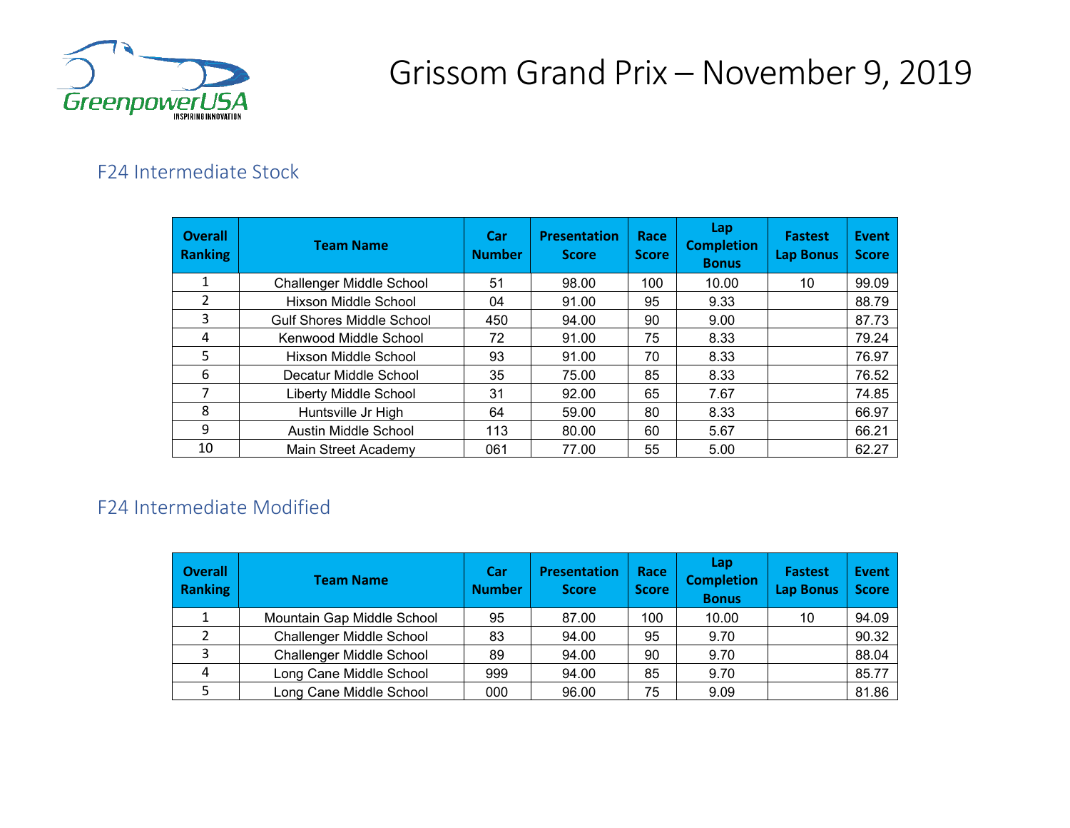# Grissom Grand Prix – November 9, 2019

## F24 Intermediate Stock

| Overall Ranking | Team Name | Car Number | Presentation Score | Race Score | Lap Completion Bonus | Fastest Lap Bonus | Event Score |
|---|---|---|---|---|---|---|---|
| 1 | Challenger Middle School | 51 | 98.00 | 100 | 10.00 | 10 | 99.09 |
| 2 | Hixson Middle School | 04 | 91.00 | 95 | 9.33 | | 88.79 |
| 3 | Gulf Shores Middle School | 450 | 94.00 | 90 | 9.00 | | 87.73 |
| 4 | Kenwood Middle School | 72 | 91.00 | 75 | 8.33 | | 79.24 |
| 5 | Hixson Middle School | 93 | 91.00 | 70 | 8.33 | | 76.97 |
| 6 | Decatur Middle School | 35 | 75.00 | 85 | 8.33 | | 76.52 |
| 7 | Liberty Middle School | 31 | 92.00 | 65 | 7.67 | | 74.85 |
| 8 | Huntsville Jr High | 64 | 59.00 | 80 | 8.33 | | 66.97 |
| 9 | Austin Middle School | 113 | 80.00 | 60 | 5.67 | | 66.21 |
| 10 | Main Street Academy | 061 | 77.00 | 55 | 5.00 | | 62.27 |

## F24 Intermediate Modified

| Overall Ranking | Team Name | Car Number | Presentation Score | Race Score | Lap Completion Bonus | Fastest Lap Bonus | Event Score |
|---|---|---|---|---|---|---|---|
| 1 | Mountain Gap Middle School | 95 | 87.00 | 100 | 10.00 | 10 | 94.09 |
| 2 | Challenger Middle School | 83 | 94.00 | 95 | 9.70 | | 90.32 |
| 3 | Challenger Middle School | 89 | 94.00 | 90 | 9.70 | | 88.04 |
| 4 | Long Cane Middle School | 999 | 94.00 | 85 | 9.70 | | 85.77 |
| 5 | Long Cane Middle School | 000 | 96.00 | 75 | 9.09 | | 81.86 |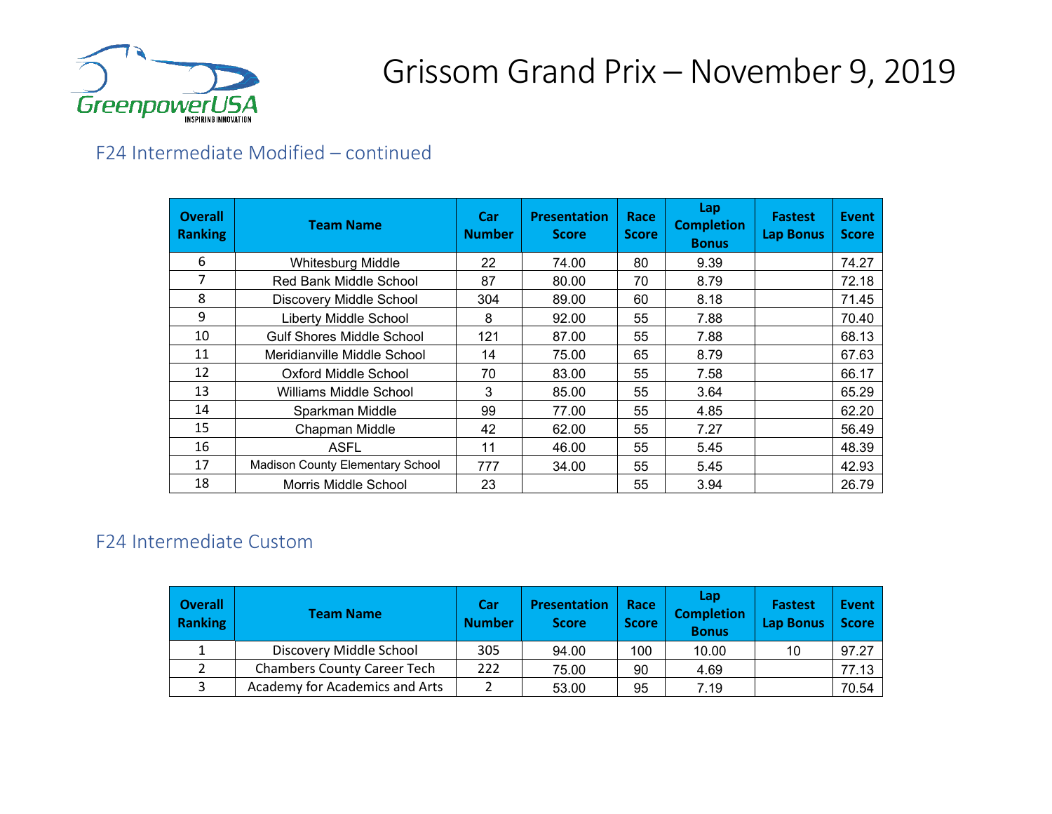# Grissom Grand Prix – November 9, 2019

## F24 Intermediate Modified – continued

| Overall Ranking | Team Name | Car Number | Presentation Score | Race Score | Lap Completion Bonus | Fastest Lap Bonus | Event Score |
|---|---|---|---|---|---|---|---|
| 6 | Whitesburg Middle | 22 | 74.00 | 80 | 9.39 | | 74.27 |
| 7 | Red Bank Middle School | 87 | 80.00 | 70 | 8.79 | | 72.18 |
| 8 | Discovery Middle School | 304 | 89.00 | 60 | 8.18 | | 71.45 |
| 9 | Liberty Middle School | 8 | 92.00 | 55 | 7.88 | | 70.40 |
| 10 | Gulf Shores Middle School | 121 | 87.00 | 55 | 7.88 | | 68.13 |
| 11 | Meridianville Middle School | 14 | 75.00 | 65 | 8.79 | | 67.63 |
| 12 | Oxford Middle School | 70 | 83.00 | 55 | 7.58 | | 66.17 |
| 13 | Williams Middle School | 3 | 85.00 | 55 | 3.64 | | 65.29 |
| 14 | Sparkman Middle | 99 | 77.00 | 55 | 4.85 | | 62.20 |
| 15 | Chapman Middle | 42 | 62.00 | 55 | 7.27 | | 56.49 |
| 16 | ASFL | 11 | 46.00 | 55 | 5.45 | | 48.39 |
| 17 | Madison County Elementary School | 777 | 34.00 | 55 | 5.45 | | 42.93 |
| 18 | Morris Middle School | 23 | | 55 | 3.94 | | 26.79 |

## F24 Intermediate Custom

| Overall Ranking | Team Name | Car Number | Presentation Score | Race Score | Lap Completion Bonus | Fastest Lap Bonus | Event Score |
|---|---|---|---|---|---|---|---|
| 1 | Discovery Middle School | 305 | 94.00 | 100 | 10.00 | 10 | 97.27 |
| 2 | Chambers County Career Tech | 222 | 75.00 | 90 | 4.69 | | 77.13 |
| 3 | Academy for Academics and Arts | 2 | 53.00 | 95 | 7.19 | | 70.54 |